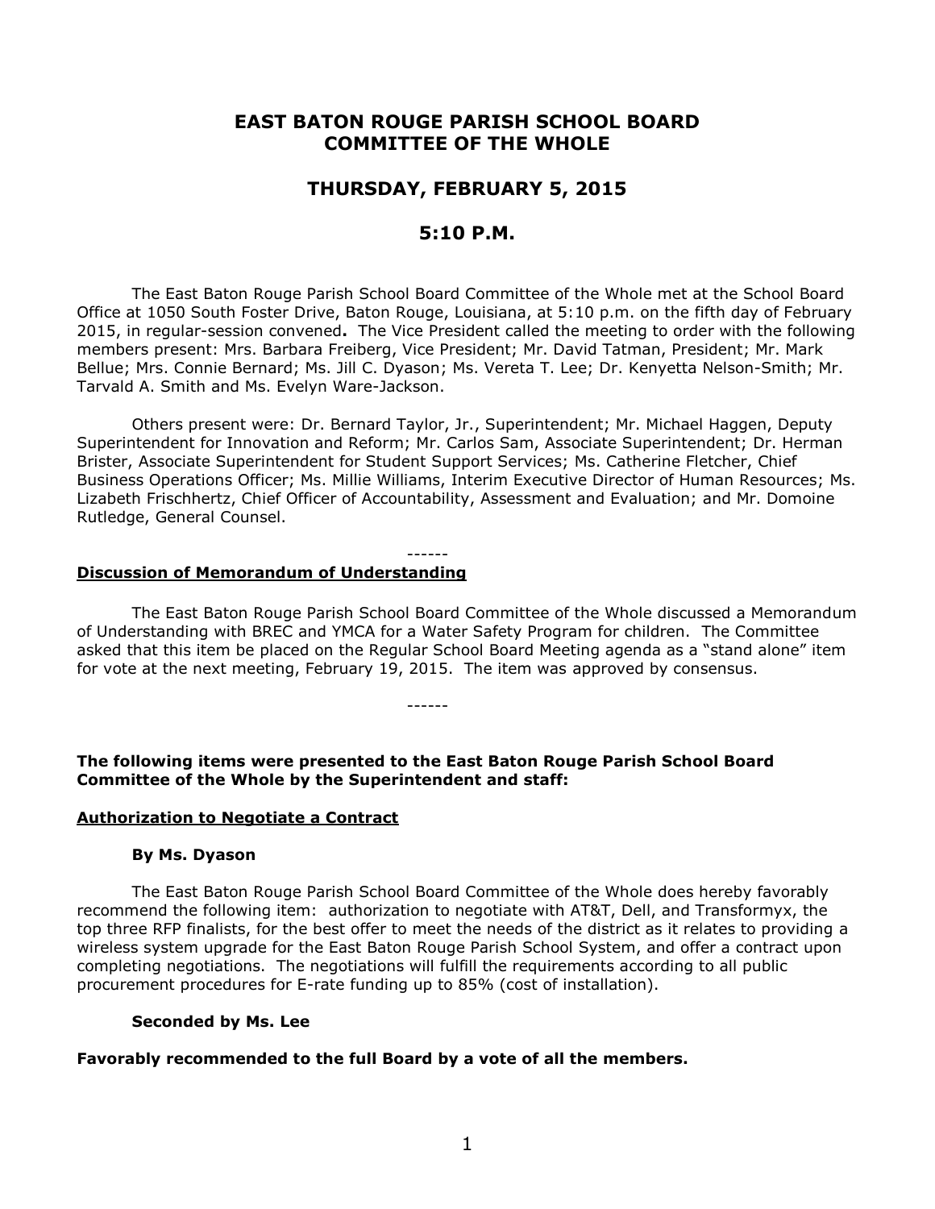# EAST BATON ROUGE PARISH SCHOOL BOARD
# COMMITTEE OF THE WHOLE

## THURSDAY, FEBRUARY 5, 2015

## 5:10 P.M.

The East Baton Rouge Parish School Board Committee of the Whole met at the School Board Office at 1050 South Foster Drive, Baton Rouge, Louisiana, at 5:10 p.m. on the fifth day of February 2015, in regular-session convened**.** The Vice President called the meeting to order with the following members present: Mrs. Barbara Freiberg, Vice President; Mr. David Tatman, President; Mr. Mark Bellue; Mrs. Connie Bernard; Ms. Jill C. Dyason; Ms. Vereta T. Lee; Dr. Kenyetta Nelson-Smith; Mr. Tarvald A. Smith and Ms. Evelyn Ware-Jackson.

Others present were: Dr. Bernard Taylor, Jr., Superintendent; Mr. Michael Haggen, Deputy Superintendent for Innovation and Reform; Mr. Carlos Sam, Associate Superintendent; Dr. Herman Brister, Associate Superintendent for Student Support Services; Ms. Catherine Fletcher, Chief Business Operations Officer; Ms. Millie Williams, Interim Executive Director of Human Resources; Ms. Lizabeth Frischhertz, Chief Officer of Accountability, Assessment and Evaluation; and Mr. Domoine Rutledge, General Counsel.

------

**<u>Discussion of Memorandum of Understanding</u>**

The East Baton Rouge Parish School Board Committee of the Whole discussed a Memorandum of Understanding with BREC and YMCA for a Water Safety Program for children. The Committee asked that this item be placed on the Regular School Board Meeting agenda as a "stand alone" item for vote at the next meeting, February 19, 2015. The item was approved by consensus.

------

**The following items were presented to the East Baton Rouge Parish School Board Committee of the Whole by the Superintendent and staff:**

**<u>Authorization to Negotiate a Contract</u>**

**By Ms. Dyason**

The East Baton Rouge Parish School Board Committee of the Whole does hereby favorably recommend the following item: authorization to negotiate with AT&T, Dell, and Transformyx, the top three RFP finalists, for the best offer to meet the needs of the district as it relates to providing a wireless system upgrade for the East Baton Rouge Parish School System, and offer a contract upon completing negotiations. The negotiations will fulfill the requirements according to all public procurement procedures for E-rate funding up to 85% (cost of installation).

**Seconded by Ms. Lee**

**Favorably recommended to the full Board by a vote of all the members.**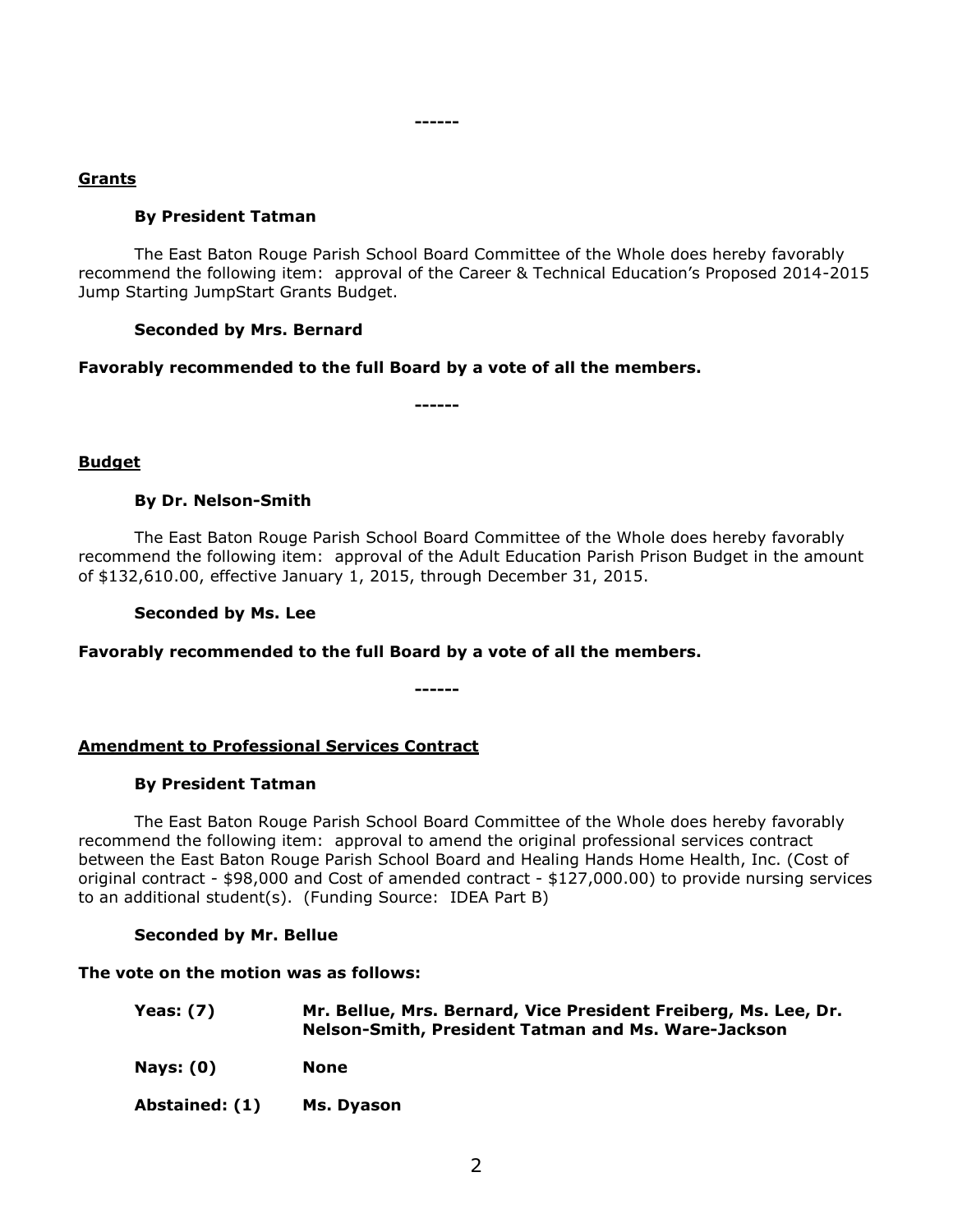------

**Grants**

**By President Tatman**

The East Baton Rouge Parish School Board Committee of the Whole does hereby favorably recommend the following item: approval of the Career & Technical Education's Proposed 2014-2015 Jump Starting JumpStart Grants Budget.

**Seconded by Mrs. Bernard**

**Favorably recommended to the full Board by a vote of all the members.**

------

**Budget**

**By Dr. Nelson-Smith**

The East Baton Rouge Parish School Board Committee of the Whole does hereby favorably recommend the following item: approval of the Adult Education Parish Prison Budget in the amount of $132,610.00, effective January 1, 2015, through December 31, 2015.

**Seconded by Ms. Lee**

**Favorably recommended to the full Board by a vote of all the members.**

------

**Amendment to Professional Services Contract**

**By President Tatman**

The East Baton Rouge Parish School Board Committee of the Whole does hereby favorably recommend the following item: approval to amend the original professional services contract between the East Baton Rouge Parish School Board and Healing Hands Home Health, Inc. (Cost of original contract - $98,000 and Cost of amended contract - $127,000.00) to provide nursing services to an additional student(s). (Funding Source: IDEA Part B)

**Seconded by Mr. Bellue**

**The vote on the motion was as follows:**

**Yeas: (7)** **Mr. Bellue, Mrs. Bernard, Vice President Freiberg, Ms. Lee, Dr. Nelson-Smith, President Tatman and Ms. Ware-Jackson**

**Nays: (0)** **None**

**Abstained: (1)** **Ms. Dyason**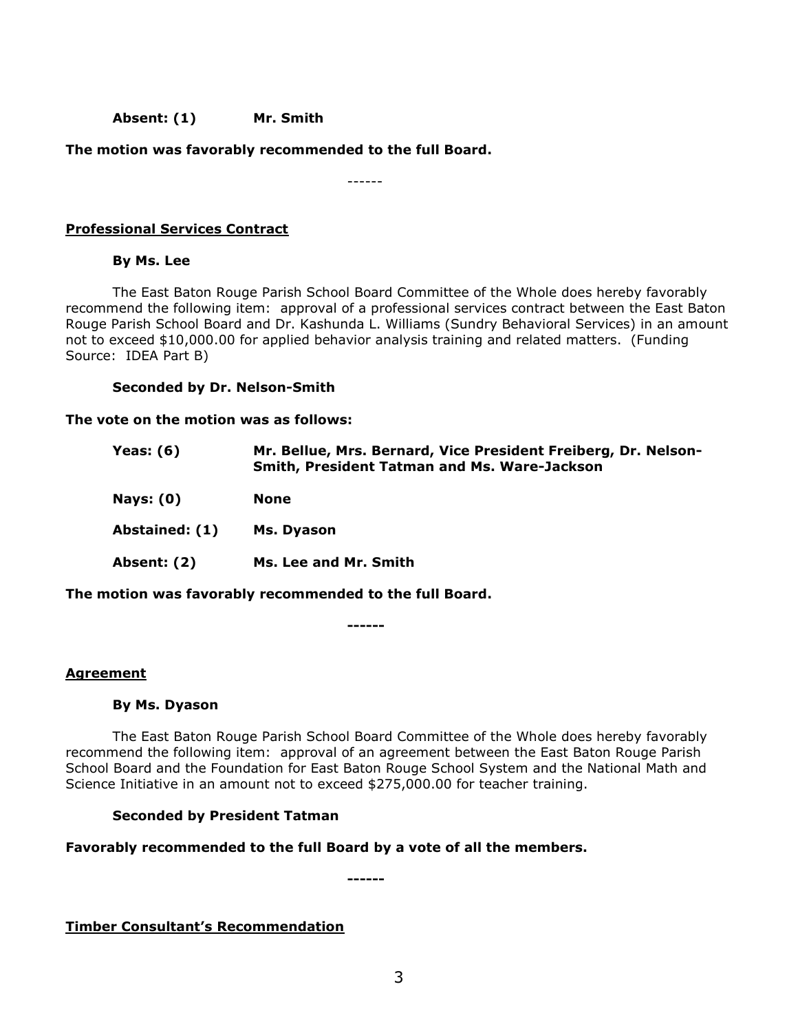**Absent: (1)** **Mr. Smith**

**The motion was favorably recommended to the full Board.**

------

**Professional Services Contract**

**By Ms. Lee**

The East Baton Rouge Parish School Board Committee of the Whole does hereby favorably recommend the following item: approval of a professional services contract between the East Baton Rouge Parish School Board and Dr. Kashunda L. Williams (Sundry Behavioral Services) in an amount not to exceed $10,000.00 for applied behavior analysis training and related matters. (Funding Source: IDEA Part B)

**Seconded by Dr. Nelson-Smith**

**The vote on the motion was as follows:**

**Yeas: (6)** **Mr. Bellue, Mrs. Bernard, Vice President Freiberg, Dr. Nelson-Smith, President Tatman and Ms. Ware-Jackson**

**Nays: (0)** **None**

**Abstained: (1)** **Ms. Dyason**

**Absent: (2)** **Ms. Lee and Mr. Smith**

**The motion was favorably recommended to the full Board.**

**------**

**Agreement**

**By Ms. Dyason**

The East Baton Rouge Parish School Board Committee of the Whole does hereby favorably recommend the following item: approval of an agreement between the East Baton Rouge Parish School Board and the Foundation for East Baton Rouge School System and the National Math and Science Initiative in an amount not to exceed $275,000.00 for teacher training.

**Seconded by President Tatman**

**Favorably recommended to the full Board by a vote of all the members.**

**------**

**Timber Consultant's Recommendation**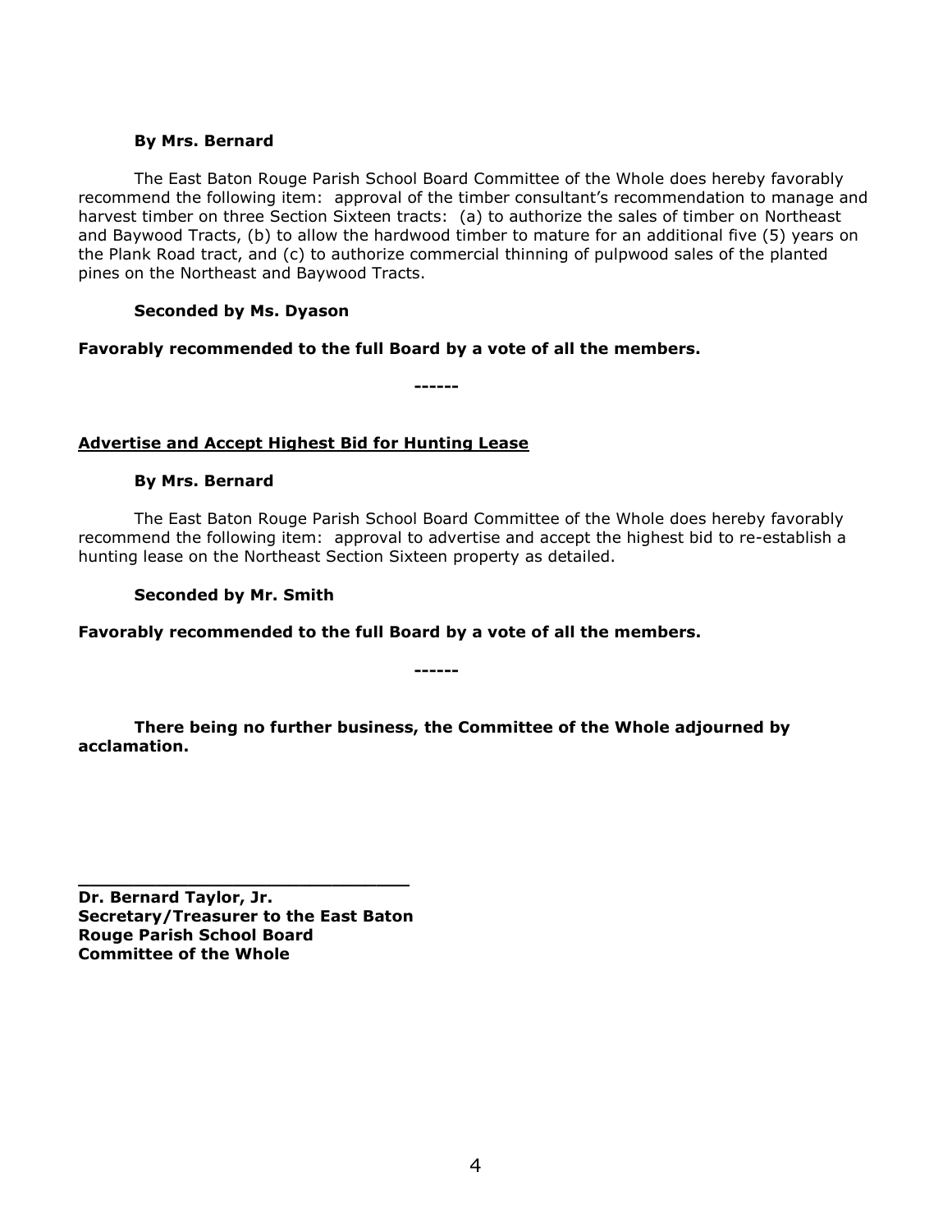**By Mrs. Bernard**

The East Baton Rouge Parish School Board Committee of the Whole does hereby favorably recommend the following item: approval of the timber consultant's recommendation to manage and harvest timber on three Section Sixteen tracts: (a) to authorize the sales of timber on Northeast and Baywood Tracts, (b) to allow the hardwood timber to mature for an additional five (5) years on the Plank Road tract, and (c) to authorize commercial thinning of pulpwood sales of the planted pines on the Northeast and Baywood Tracts.

**Seconded by Ms. Dyason**

**Favorably recommended to the full Board by a vote of all the members.**

**------**

**Advertise and Accept Highest Bid for Hunting Lease**

**By Mrs. Bernard**

The East Baton Rouge Parish School Board Committee of the Whole does hereby favorably recommend the following item: approval to advertise and accept the highest bid to re-establish a hunting lease on the Northeast Section Sixteen property as detailed.

**Seconded by Mr. Smith**

**Favorably recommended to the full Board by a vote of all the members.**

**------**

**There being no further business, the Committee of the Whole adjourned by acclamation.**

________________________________

**Dr. Bernard Taylor, Jr.**
**Secretary/Treasurer to the East Baton Rouge Parish School Board Committee of the Whole**